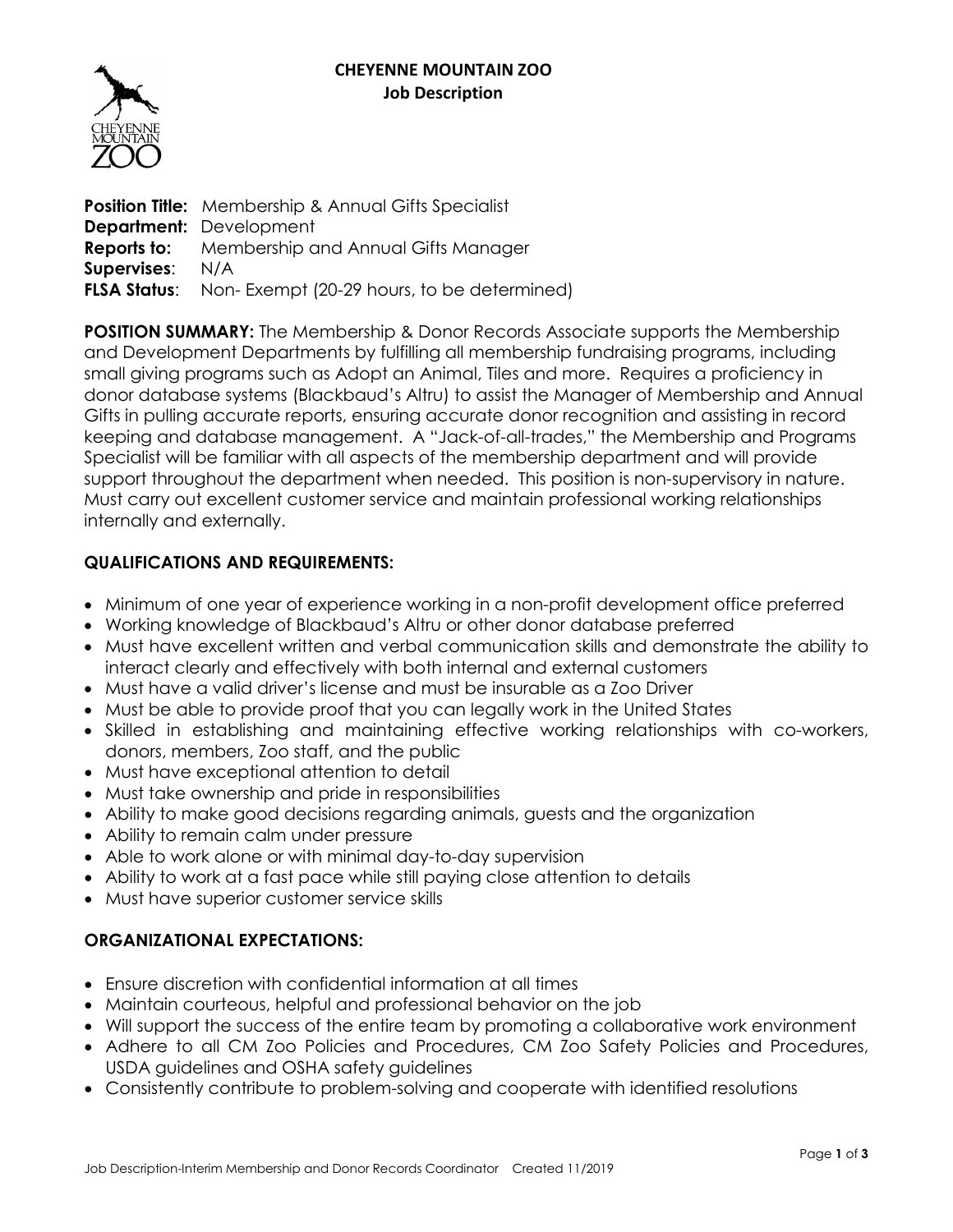# CHEYENNE MOUNTAIN ZOO

## Job Description

**Position Title:** Membership & Annual Gifts Specialist
**Department:** Development
**Reports to:** Membership and Annual Gifts Manager
**Supervises**: N/A
**FLSA Status**: Non- Exempt (20-29 hours, to be determined)

**POSITION SUMMARY:** The Membership & Donor Records Associate supports the Membership and Development Departments by fulfilling all membership fundraising programs, including small giving programs such as Adopt an Animal, Tiles and more. Requires a proficiency in donor database systems (Blackbaud's Altru) to assist the Manager of Membership and Annual Gifts in pulling accurate reports, ensuring accurate donor recognition and assisting in record keeping and database management. A "Jack-of-all-trades," the Membership and Programs Specialist will be familiar with all aspects of the membership department and will provide support throughout the department when needed. This position is non-supervisory in nature. Must carry out excellent customer service and maintain professional working relationships internally and externally.

### QUALIFICATIONS AND REQUIREMENTS:

- Minimum of one year of experience working in a non-profit development office preferred
- Working knowledge of Blackbaud's Altru or other donor database preferred
- Must have excellent written and verbal communication skills and demonstrate the ability to interact clearly and effectively with both internal and external customers
- Must have a valid driver's license and must be insurable as a Zoo Driver
- Must be able to provide proof that you can legally work in the United States
- Skilled in establishing and maintaining effective working relationships with co-workers, donors, members, Zoo staff, and the public
- Must have exceptional attention to detail
- Must take ownership and pride in responsibilities
- Ability to make good decisions regarding animals, guests and the organization
- Ability to remain calm under pressure
- Able to work alone or with minimal day-to-day supervision
- Ability to work at a fast pace while still paying close attention to details
- Must have superior customer service skills

### ORGANIZATIONAL EXPECTATIONS:

- Ensure discretion with confidential information at all times
- Maintain courteous, helpful and professional behavior on the job
- Will support the success of the entire team by promoting a collaborative work environment
- Adhere to all CM Zoo Policies and Procedures, CM Zoo Safety Policies and Procedures, USDA guidelines and OSHA safety guidelines
- Consistently contribute to problem-solving and cooperate with identified resolutions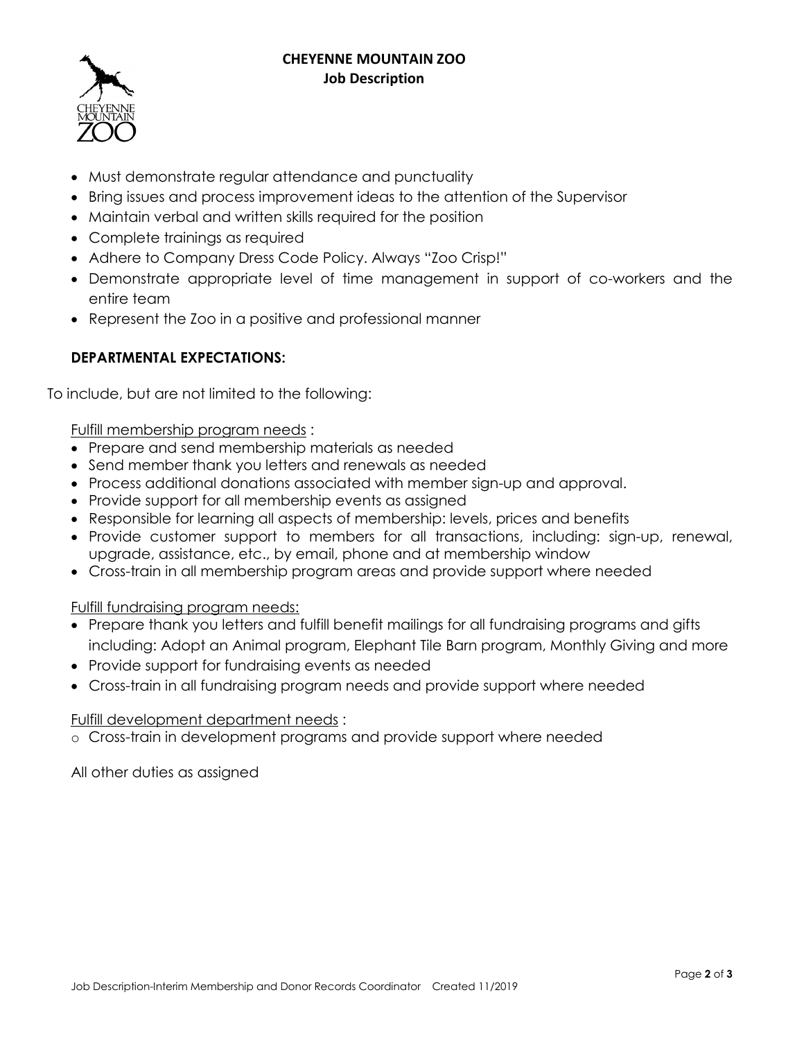- Must demonstrate regular attendance and punctuality
- Bring issues and process improvement ideas to the attention of the Supervisor
- Maintain verbal and written skills required for the position
- Complete trainings as required
- Adhere to Company Dress Code Policy. Always "Zoo Crisp!"
- Demonstrate appropriate level of time management in support of co-workers and the entire team
- Represent the Zoo in a positive and professional manner

**DEPARTMENTAL EXPECTATIONS:**

To include, but are not limited to the following:

Fulfill membership program needs :

- Prepare and send membership materials as needed
- Send member thank you letters and renewals as needed
- Process additional donations associated with member sign-up and approval.
- Provide support for all membership events as assigned
- Responsible for learning all aspects of membership: levels, prices and benefits
- Provide customer support to members for all transactions, including: sign-up, renewal, upgrade, assistance, etc., by email, phone and at membership window
- Cross-train in all membership program areas and provide support where needed

Fulfill fundraising program needs:

- Prepare thank you letters and fulfill benefit mailings for all fundraising programs and gifts including: Adopt an Animal program, Elephant Tile Barn program, Monthly Giving and more
- Provide support for fundraising events as needed
- Cross-train in all fundraising program needs and provide support where needed

Fulfill development department needs :

- Cross-train in development programs and provide support where needed

All other duties as assigned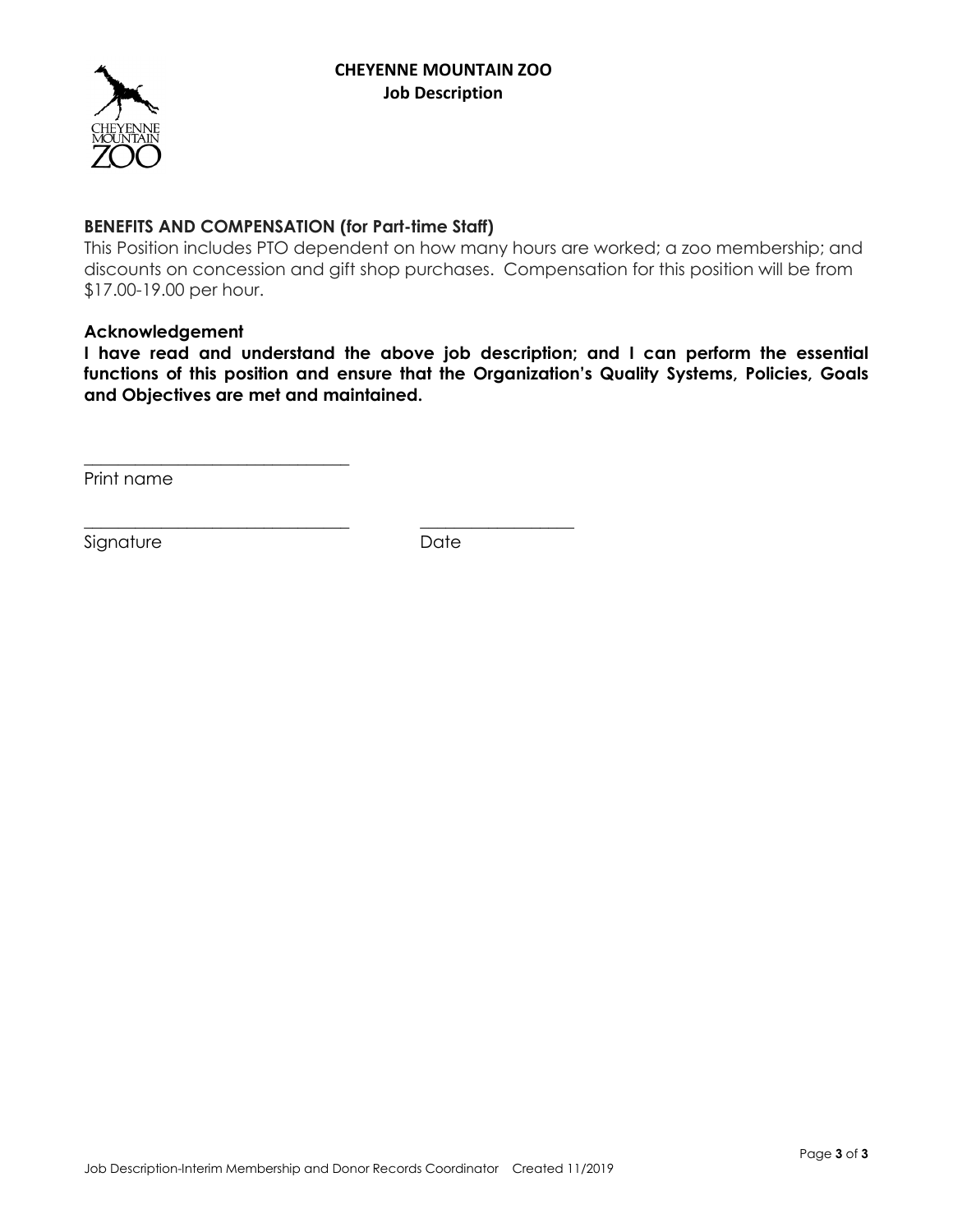**CHEYENNE MOUNTAIN ZOO**
**Job Description**

## BENEFITS AND COMPENSATION (for Part-time Staff)

This Position includes PTO dependent on how many hours are worked; a zoo membership; and discounts on concession and gift shop purchases. Compensation for this position will be from $17.00-19.00 per hour.

## Acknowledgement

**I have read and understand the above job description; and I can perform the essential functions of this position and ensure that the Organization's Quality Systems, Policies, Goals and Objectives are met and maintained.**

______________________________
Print name

______________________________ ________________
Signature Date

Job Description-Interim Membership and Donor Records Coordinator Created 11/2019